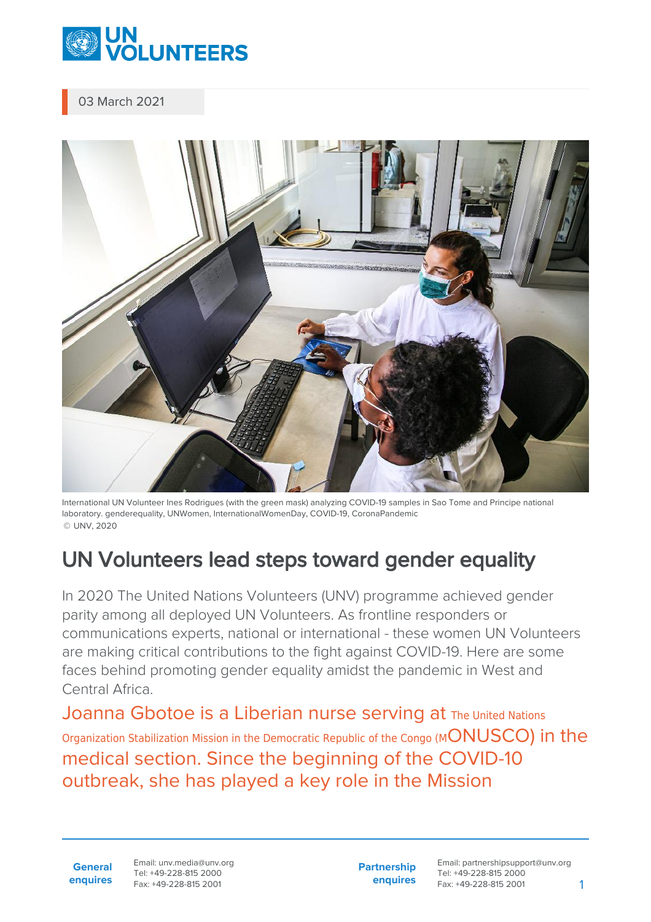03 March 2021

International UN Volunteer Ines Rodrigues (with the green mask) analyzing COVID-19 samples in Sao Tome and Principe national laboratory. genderequality, UNWomen, InternationalWomenDay, COVID-19, CoronaPandemic
© UNV, 2020

# UN Volunteers lead steps toward gender equality

In 2020 The United Nations Volunteers (UNV) programme achieved gender parity among all deployed UN Volunteers. As frontline responders or communications experts, national or international - these women UN Volunteers are making critical contributions to the fight against COVID-19. Here are some faces behind promoting gender equality amidst the pandemic in West and Central Africa.

## Joanna Gbotoe is a Liberian nurse serving at The United Nations Organization Stabilization Mission in the Democratic Republic of the Congo (MONUSCO) in the medical section. Since the beginning of the COVID-10 outbreak, she has played a key role in the Mission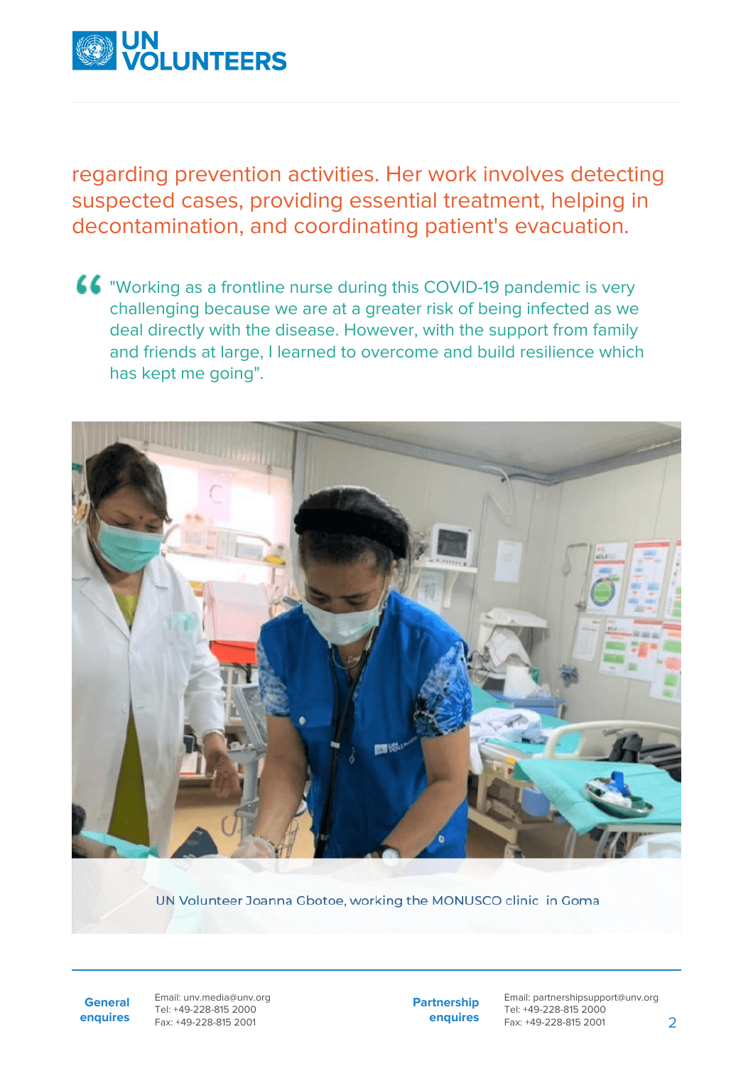regarding prevention activities. Her work involves detecting suspected cases, providing essential treatment, helping in decontamination, and coordinating patient's evacuation.

> "Working as a frontline nurse during this COVID-19 pandemic is very challenging because we are at a greater risk of being infected as we deal directly with the disease. However, with the support from family and friends at large, I learned to overcome and build resilience which has kept me going".

UN Volunteer Joanna Gbotoe, working the MONUSCO clinic in Goma

**General enquires** Email: unv.media@unv.org Tel: +49-228-815 2000 Fax: +49-228-815 2001

**Partnership enquires** Email: partnershipsupport@unv.org Tel: +49-228-815 2000 Fax: +49-228-815 2001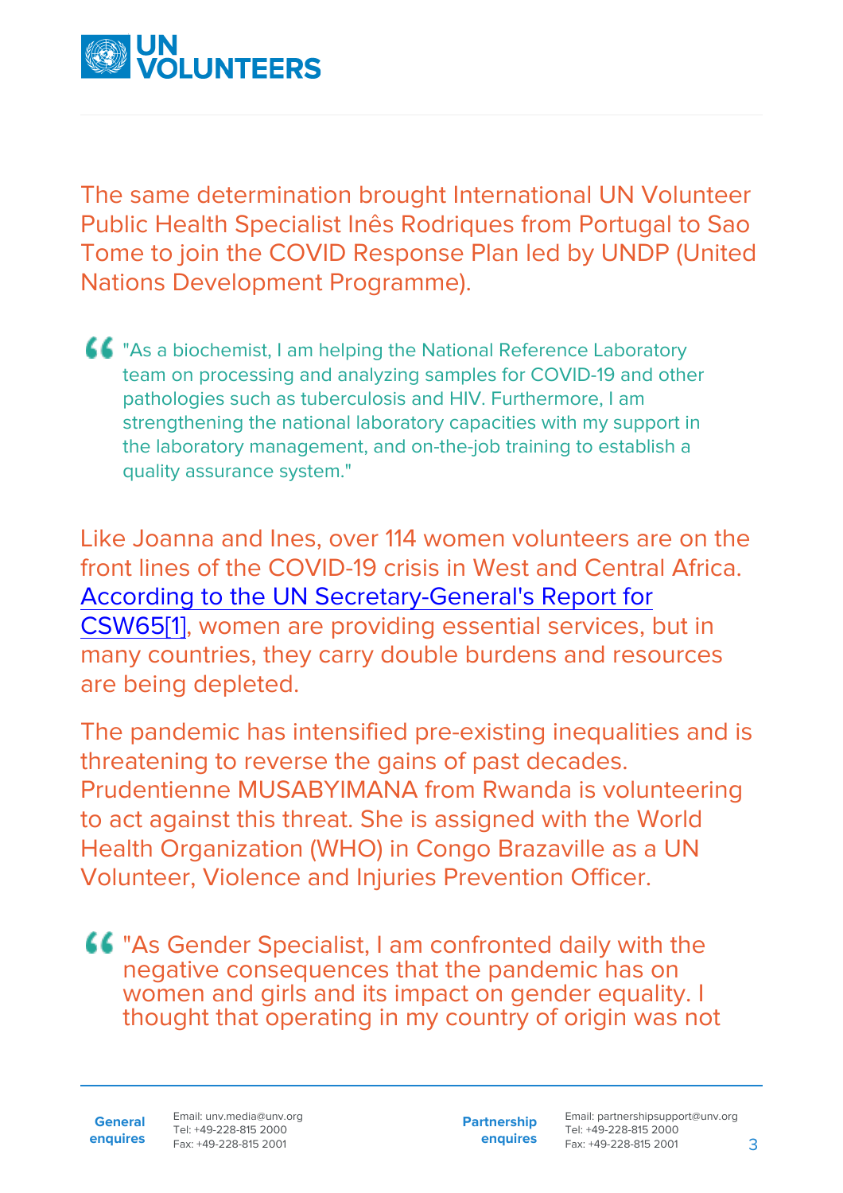The same determination brought International UN Volunteer Public Health Specialist Inês Rodriques from Portugal to Sao Tome to join the COVID Response Plan led by UNDP (United Nations Development Programme).

> "As a biochemist, I am helping the National Reference Laboratory team on processing and analyzing samples for COVID-19 and other pathologies such as tuberculosis and HIV. Furthermore, I am strengthening the national laboratory capacities with my support in the laboratory management, and on-the-job training to establish a quality assurance system."

Like Joanna and Ines, over 114 women volunteers are on the front lines of the COVID-19 crisis in West and Central Africa. [According to the UN Secretary-General's Report for CSW65[1]], women are providing essential services, but in many countries, they carry double burdens and resources are being depleted.

The pandemic has intensified pre-existing inequalities and is threatening to reverse the gains of past decades. Prudentienne MUSABYIMANA from Rwanda is volunteering to act against this threat. She is assigned with the World Health Organization (WHO) in Congo Brazaville as a UN Volunteer, Violence and Injuries Prevention Officer.

> "As Gender Specialist, I am confronted daily with the negative consequences that the pandemic has on women and girls and its impact on gender equality. I thought that operating in my country of origin was not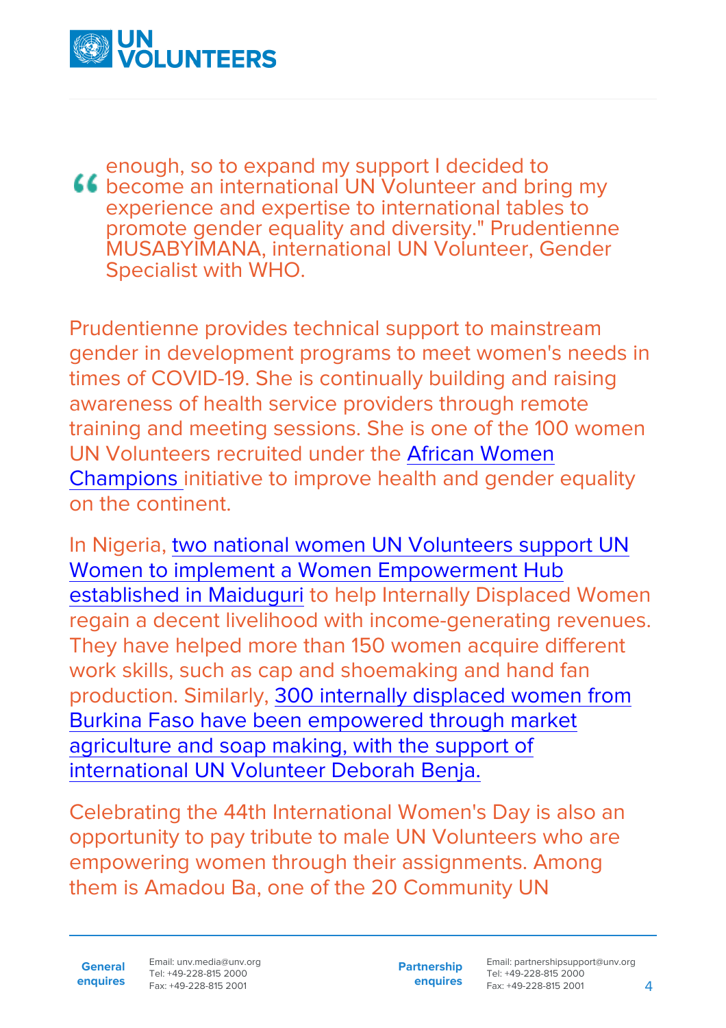> enough, so to expand my support I decided to become an international UN Volunteer and bring my experience and expertise to international tables to promote gender equality and diversity." Prudentienne MUSABYIMANA, international UN Volunteer, Gender Specialist with WHO.

Prudentienne provides technical support to mainstream gender in development programs to meet women's needs in times of COVID-19. She is continually building and raising awareness of health service providers through remote training and meeting sessions. She is one of the 100 women UN Volunteers recruited under the African Women Champions initiative to improve health and gender equality on the continent.

In Nigeria, two national women UN Volunteers support UN Women to implement a Women Empowerment Hub established in Maiduguri to help Internally Displaced Women regain a decent livelihood with income-generating revenues. They have helped more than 150 women acquire different work skills, such as cap and shoemaking and hand fan production. Similarly, 300 internally displaced women from Burkina Faso have been empowered through market agriculture and soap making, with the support of international UN Volunteer Deborah Benja.

Celebrating the 44th International Women's Day is also an opportunity to pay tribute to male UN Volunteers who are empowering women through their assignments. Among them is Amadou Ba, one of the 20 Community UN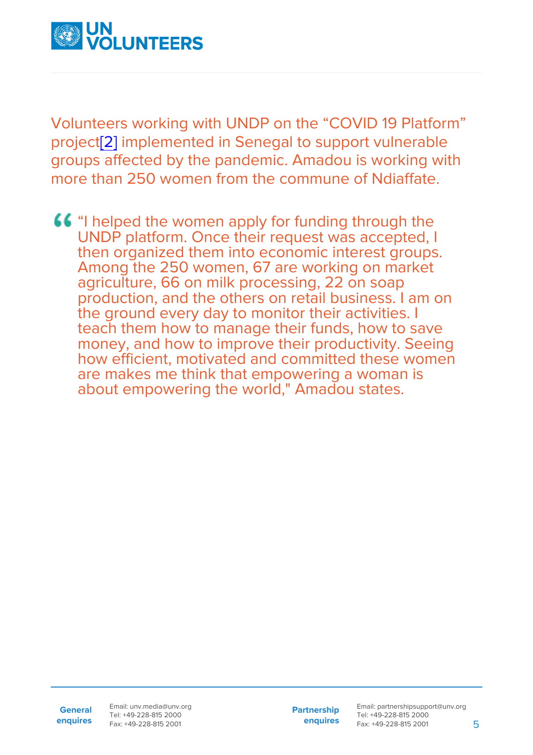Volunteers working with UNDP on the “COVID 19 Platform” project[2] implemented in Senegal to support vulnerable groups affected by the pandemic. Amadou is working with more than 250 women from the commune of Ndiaffate.

> “I helped the women apply for funding through the UNDP platform. Once their request was accepted, I then organized them into economic interest groups. Among the 250 women, 67 are working on market agriculture, 66 on milk processing, 22 on soap production, and the others on retail business. I am on the ground every day to monitor their activities. I teach them how to manage their funds, how to save money, and how to improve their productivity. Seeing how efficient, motivated and committed these women are makes me think that empowering a woman is about empowering the world," Amadou states.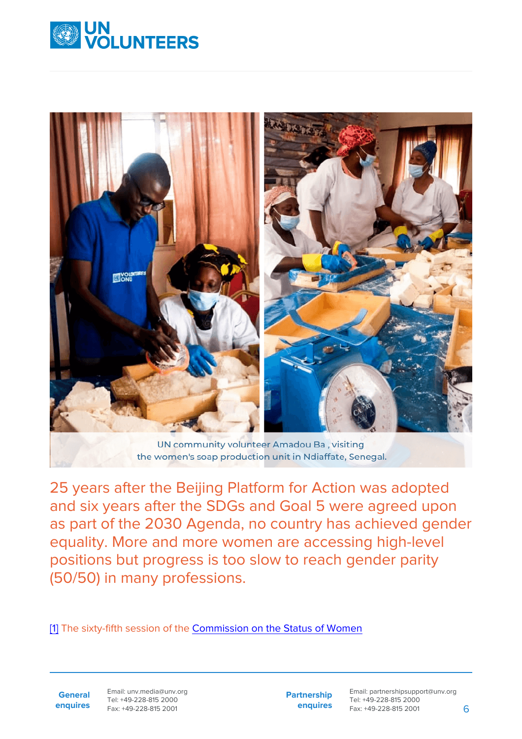UN community volunteer Amadou Ba , visiting the women's soap production unit in Ndiaffate, Senegal.

25 years after the Beijing Platform for Action was adopted and six years after the SDGs and Goal 5 were agreed upon as part of the 2030 Agenda, no country has achieved gender equality. More and more women are accessing high-level positions but progress is too slow to reach gender parity (50/50) in many professions.

[1] The sixty-fifth session of the Commission on the Status of Women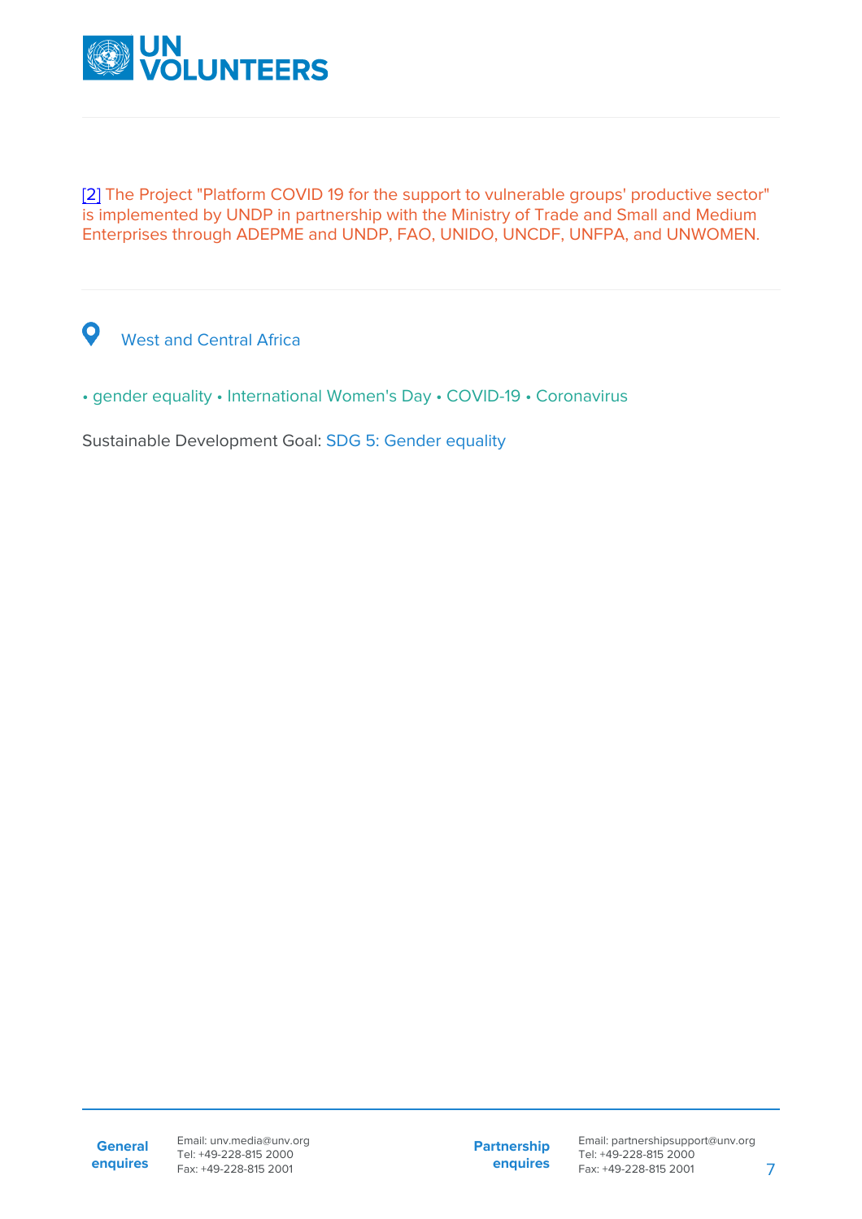[2] The Project "Platform COVID 19 for the support to vulnerable groups' productive sector" is implemented by UNDP in partnership with the Ministry of Trade and Small and Medium Enterprises through ADEPME and UNDP, FAO, UNIDO, UNCDF, UNFPA, and UNWOMEN.

West and Central Africa

• gender equality • International Women's Day • COVID-19 • Coronavirus

Sustainable Development Goal: SDG 5: Gender equality

**General enquires**
Email: unv.media@unv.org
Tel: +49-228-815 2000
Fax: +49-228-815 2001

**Partnership enquires**
Email: partnershipsupport@unv.org
Tel: +49-228-815 2000
Fax: +49-228-815 2001